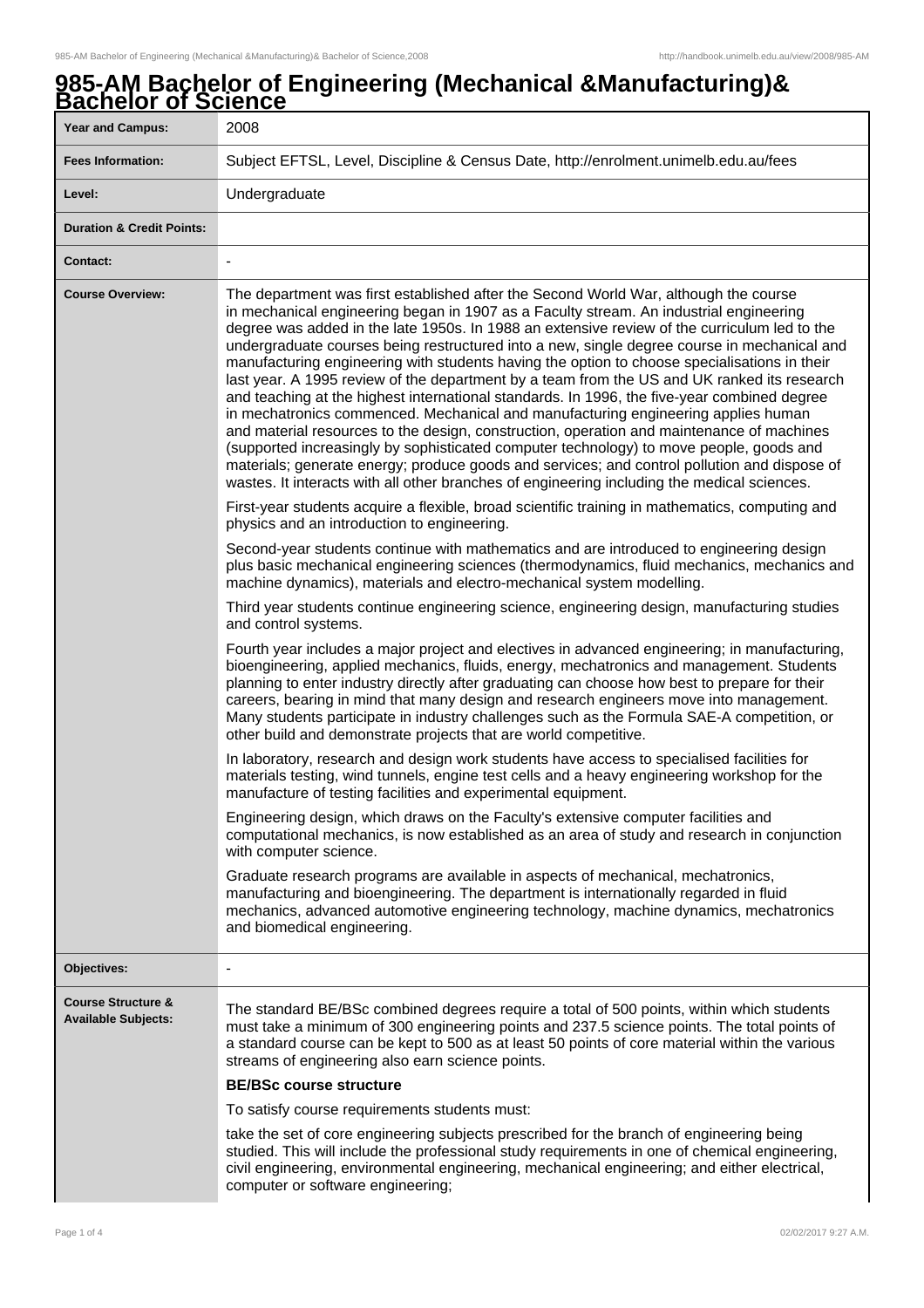# 985-AM Bachelor of Engineering (Mechanical &Manufacturing)& Bachelor of Science

| | |
|---|---|
| **Year and Campus:** | 2008 |
| **Fees Information:** | Subject EFTSL, Level, Discipline & Census Date, http://enrolment.unimelb.edu.au/fees |
| **Level:** | Undergraduate |
| **Duration & Credit Points:** | |
| **Contact:** | - |
| **Course Overview:** | The department was first established after the Second World War, although the course in mechanical engineering began in 1907 as a Faculty stream. An industrial engineering degree was added in the late 1950s. In 1988 an extensive review of the curriculum led to the undergraduate courses being restructured into a new, single degree course in mechanical and manufacturing engineering with students having the option to choose specialisations in their last year. A 1995 review of the department by a team from the US and UK ranked its research and teaching at the highest international standards. In 1996, the five-year combined degree in mechatronics commenced. Mechanical and manufacturing engineering applies human and material resources to the design, construction, operation and maintenance of machines (supported increasingly by sophisticated computer technology) to move people, goods and materials; generate energy; produce goods and services; and control pollution and dispose of wastes. It interacts with all other branches of engineering including the medical sciences.<br><br>First-year students acquire a flexible, broad scientific training in mathematics, computing and physics and an introduction to engineering.<br><br>Second-year students continue with mathematics and are introduced to engineering design plus basic mechanical engineering sciences (thermodynamics, fluid mechanics, mechanics and machine dynamics), materials and electro-mechanical system modelling.<br><br>Third year students continue engineering science, engineering design, manufacturing studies and control systems.<br><br>Fourth year includes a major project and electives in advanced engineering; in manufacturing, bioengineering, applied mechanics, fluids, energy, mechatronics and management. Students planning to enter industry directly after graduating can choose how best to prepare for their careers, bearing in mind that many design and research engineers move into management. Many students participate in industry challenges such as the Formula SAE-A competition, or other build and demonstrate projects that are world competitive.<br><br>In laboratory, research and design work students have access to specialised facilities for materials testing, wind tunnels, engine test cells and a heavy engineering workshop for the manufacture of testing facilities and experimental equipment.<br><br>Engineering design, which draws on the Faculty's extensive computer facilities and computational mechanics, is now established as an area of study and research in conjunction with computer science.<br><br>Graduate research programs are available in aspects of mechanical, mechatronics, manufacturing and bioengineering. The department is internationally regarded in fluid mechanics, advanced automotive engineering technology, machine dynamics, mechatronics and biomedical engineering. |
| **Objectives:** | - |
| **Course Structure & Available Subjects:** | The standard BE/BSc combined degrees require a total of 500 points, within which students must take a minimum of 300 engineering points and 237.5 science points. The total points of a standard course can be kept to 500 as at least 50 points of core material within the various streams of engineering also earn science points.<br><br>**BE/BSc course structure**<br><br>To satisfy course requirements students must:<br><br>take the set of core engineering subjects prescribed for the branch of engineering being studied. This will include the professional study requirements in one of chemical engineering, civil engineering, environmental engineering, mechanical engineering; and either electrical, computer or software engineering; |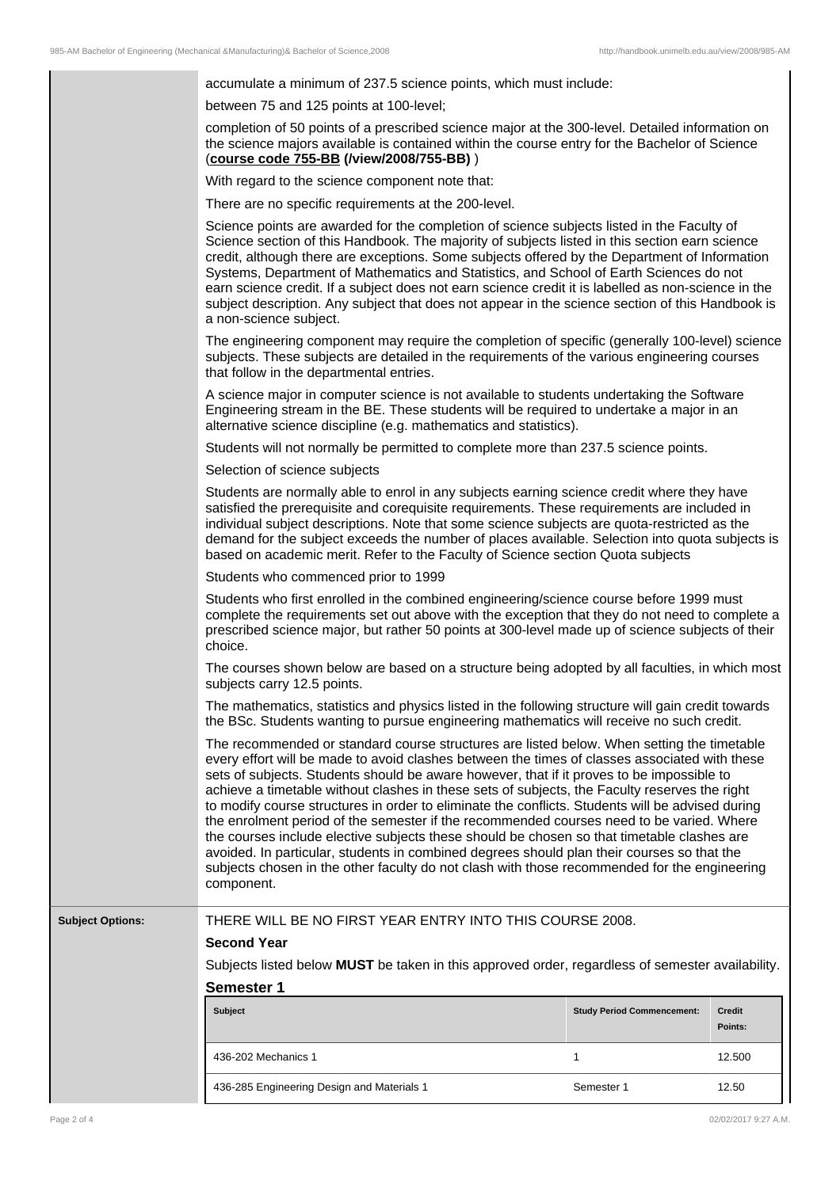accumulate a minimum of 237.5 science points, which must include:

between 75 and 125 points at 100-level;

completion of 50 points of a prescribed science major at the 300-level. Detailed information on the science majors available is contained within the course entry for the Bachelor of Science (**course code 755-BB (/view/2008/755-BB)** )

With regard to the science component note that:

There are no specific requirements at the 200-level.

Science points are awarded for the completion of science subjects listed in the Faculty of Science section of this Handbook. The majority of subjects listed in this section earn science credit, although there are exceptions. Some subjects offered by the Department of Information Systems, Department of Mathematics and Statistics, and School of Earth Sciences do not earn science credit. If a subject does not earn science credit it is labelled as non-science in the subject description. Any subject that does not appear in the science section of this Handbook is a non-science subject.

The engineering component may require the completion of specific (generally 100-level) science subjects. These subjects are detailed in the requirements of the various engineering courses that follow in the departmental entries.

A science major in computer science is not available to students undertaking the Software Engineering stream in the BE. These students will be required to undertake a major in an alternative science discipline (e.g. mathematics and statistics).

Students will not normally be permitted to complete more than 237.5 science points.

Selection of science subjects

Students are normally able to enrol in any subjects earning science credit where they have satisfied the prerequisite and corequisite requirements. These requirements are included in individual subject descriptions. Note that some science subjects are quota-restricted as the demand for the subject exceeds the number of places available. Selection into quota subjects is based on academic merit. Refer to the Faculty of Science section Quota subjects

Students who commenced prior to 1999

Students who first enrolled in the combined engineering/science course before 1999 must complete the requirements set out above with the exception that they do not need to complete a prescribed science major, but rather 50 points at 300-level made up of science subjects of their choice.

The courses shown below are based on a structure being adopted by all faculties, in which most subjects carry 12.5 points.

The mathematics, statistics and physics listed in the following structure will gain credit towards the BSc. Students wanting to pursue engineering mathematics will receive no such credit.

The recommended or standard course structures are listed below. When setting the timetable every effort will be made to avoid clashes between the times of classes associated with these sets of subjects. Students should be aware however, that if it proves to be impossible to achieve a timetable without clashes in these sets of subjects, the Faculty reserves the right to modify course structures in order to eliminate the conflicts. Students will be advised during the enrolment period of the semester if the recommended courses need to be varied. Where the courses include elective subjects these should be chosen so that timetable clashes are avoided. In particular, students in combined degrees should plan their courses so that the subjects chosen in the other faculty do not clash with those recommended for the engineering component.

**Subject Options:**

THERE WILL BE NO FIRST YEAR ENTRY INTO THIS COURSE 2008.

**Second Year**

Subjects listed below **MUST** be taken in this approved order, regardless of semester availability.

**Semester 1**

| Subject | Study Period Commencement: | Credit Points: |
| --- | --- | --- |
| 436-202 Mechanics 1 | 1 | 12.500 |
| 436-285 Engineering Design and Materials 1 | Semester 1 | 12.50 |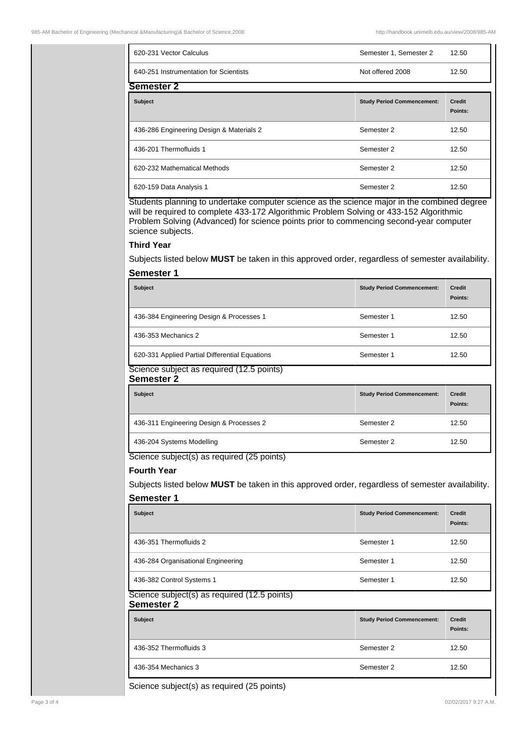| | | |
|---|---|---|
| 620-231 Vector Calculus | Semester 1, Semester 2 | 12.50 |
| 640-251 Instrumentation for Scientists | Not offered 2008 | 12.50 |

**Semester 2**

| Subject | Study Period Commencement: | Credit Points: |
|---|---|---|
| 436-286 Engineering Design & Materials 2 | Semester 2 | 12.50 |
| 436-201 Thermofluids 1 | Semester 2 | 12.50 |
| 620-232 Mathematical Methods | Semester 2 | 12.50 |
| 620-159 Data Analysis 1 | Semester 2 | 12.50 |

Students planning to undertake computer science as the science major in the combined degree will be required to complete 433-172 Algorithmic Problem Solving or 433-152 Algorithmic Problem Solving (Advanced) for science points prior to commencing second-year computer science subjects.

**Third Year**

Subjects listed below **MUST** be taken in this approved order, regardless of semester availability.

**Semester 1**

| Subject | Study Period Commencement: | Credit Points: |
|---|---|---|
| 436-384 Engineering Design & Processes 1 | Semester 1 | 12.50 |
| 436-353 Mechanics 2 | Semester 1 | 12.50 |
| 620-331 Applied Partial Differential Equations | Semester 1 | 12.50 |

Science subject as required (12.5 points)

**Semester 2**

| Subject | Study Period Commencement: | Credit Points: |
|---|---|---|
| 436-311 Engineering Design & Processes 2 | Semester 2 | 12.50 |
| 436-204 Systems Modelling | Semester 2 | 12.50 |

Science subject(s) as required (25 points)

**Fourth Year**

Subjects listed below **MUST** be taken in this approved order, regardless of semester availability.

**Semester 1**

| Subject | Study Period Commencement: | Credit Points: |
|---|---|---|
| 436-351 Thermofluids 2 | Semester 1 | 12.50 |
| 436-284 Organisational Engineering | Semester 1 | 12.50 |
| 436-382 Control Systems 1 | Semester 1 | 12.50 |

Science subject(s) as required (12.5 points)

**Semester 2**

| Subject | Study Period Commencement: | Credit Points: |
|---|---|---|
| 436-352 Thermofluids 3 | Semester 2 | 12.50 |
| 436-354 Mechanics 3 | Semester 2 | 12.50 |

Science subject(s) as required (25 points)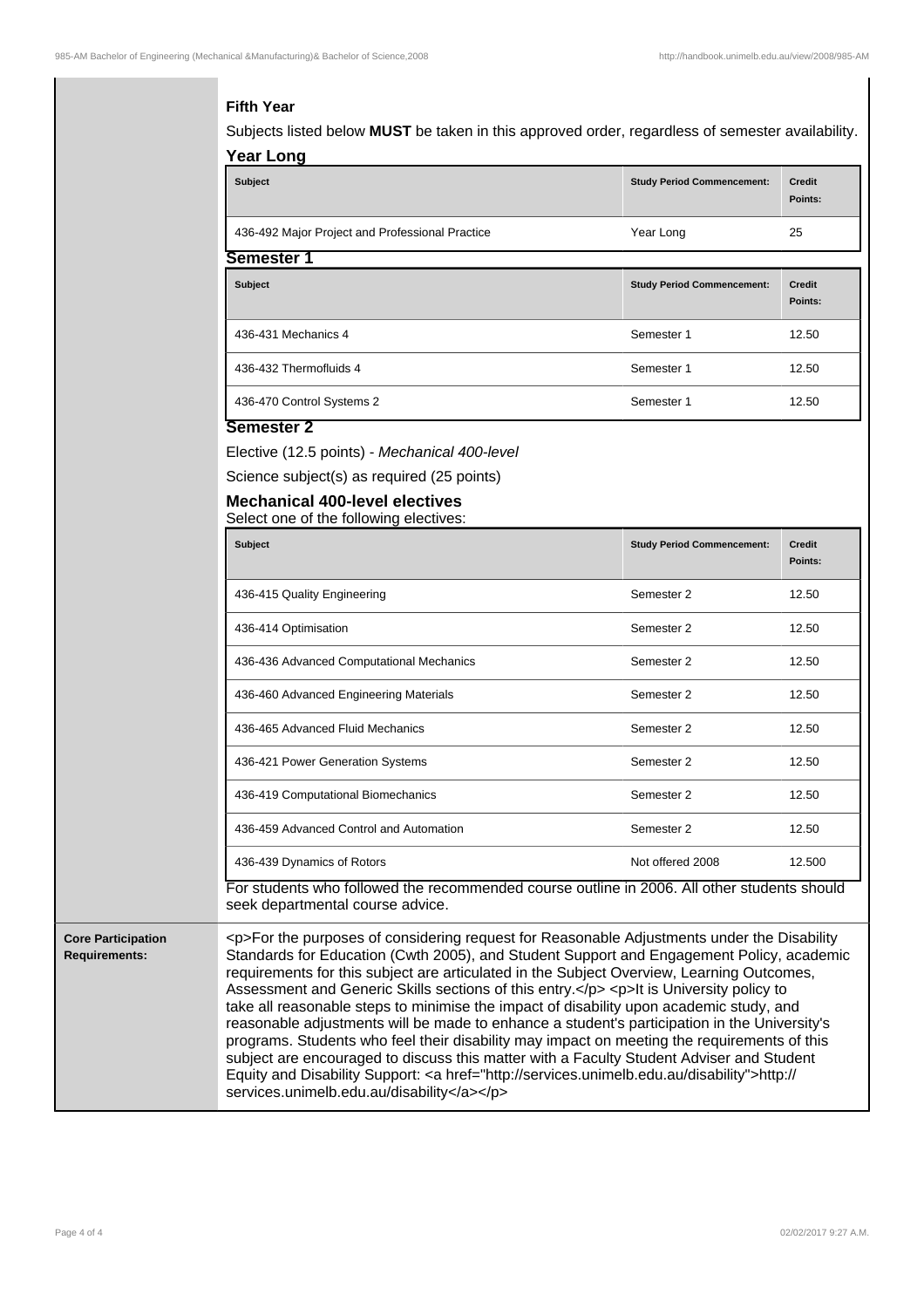### Fifth Year

Subjects listed below **MUST** be taken in this approved order, regardless of semester availability.

#### Year Long

| Subject | Study Period Commencement: | Credit Points: |
| --- | --- | --- |
| 436-492 Major Project and Professional Practice | Year Long | 25 |

#### Semester 1

| Subject | Study Period Commencement: | Credit Points: |
| --- | --- | --- |
| 436-431 Mechanics 4 | Semester 1 | 12.50 |
| 436-432 Thermofluids 4 | Semester 1 | 12.50 |
| 436-470 Control Systems 2 | Semester 1 | 12.50 |

#### Semester 2

Elective (12.5 points) - *Mechanical 400-level*

Science subject(s) as required (25 points)

#### Mechanical 400-level electives

Select one of the following electives:

| Subject | Study Period Commencement: | Credit Points: |
| --- | --- | --- |
| 436-415 Quality Engineering | Semester 2 | 12.50 |
| 436-414 Optimisation | Semester 2 | 12.50 |
| 436-436 Advanced Computational Mechanics | Semester 2 | 12.50 |
| 436-460 Advanced Engineering Materials | Semester 2 | 12.50 |
| 436-465 Advanced Fluid Mechanics | Semester 2 | 12.50 |
| 436-421 Power Generation Systems | Semester 2 | 12.50 |
| 436-419 Computational Biomechanics | Semester 2 | 12.50 |
| 436-459 Advanced Control and Automation | Semester 2 | 12.50 |
| 436-439 Dynamics of Rotors | Not offered 2008 | 12.500 |

For students who followed the recommended course outline in 2006. All other students should seek departmental course advice.

**Core Participation Requirements:**

<p>For the purposes of considering request for Reasonable Adjustments under the Disability Standards for Education (Cwth 2005), and Student Support and Engagement Policy, academic requirements for this subject are articulated in the Subject Overview, Learning Outcomes, Assessment and Generic Skills sections of this entry.</p> <p>It is University policy to take all reasonable steps to minimise the impact of disability upon academic study, and reasonable adjustments will be made to enhance a student's participation in the University's programs. Students who feel their disability may impact on meeting the requirements of this subject are encouraged to discuss this matter with a Faculty Student Adviser and Student Equity and Disability Support: <a href="http://services.unimelb.edu.au/disability">http://services.unimelb.edu.au/disability</a></p>